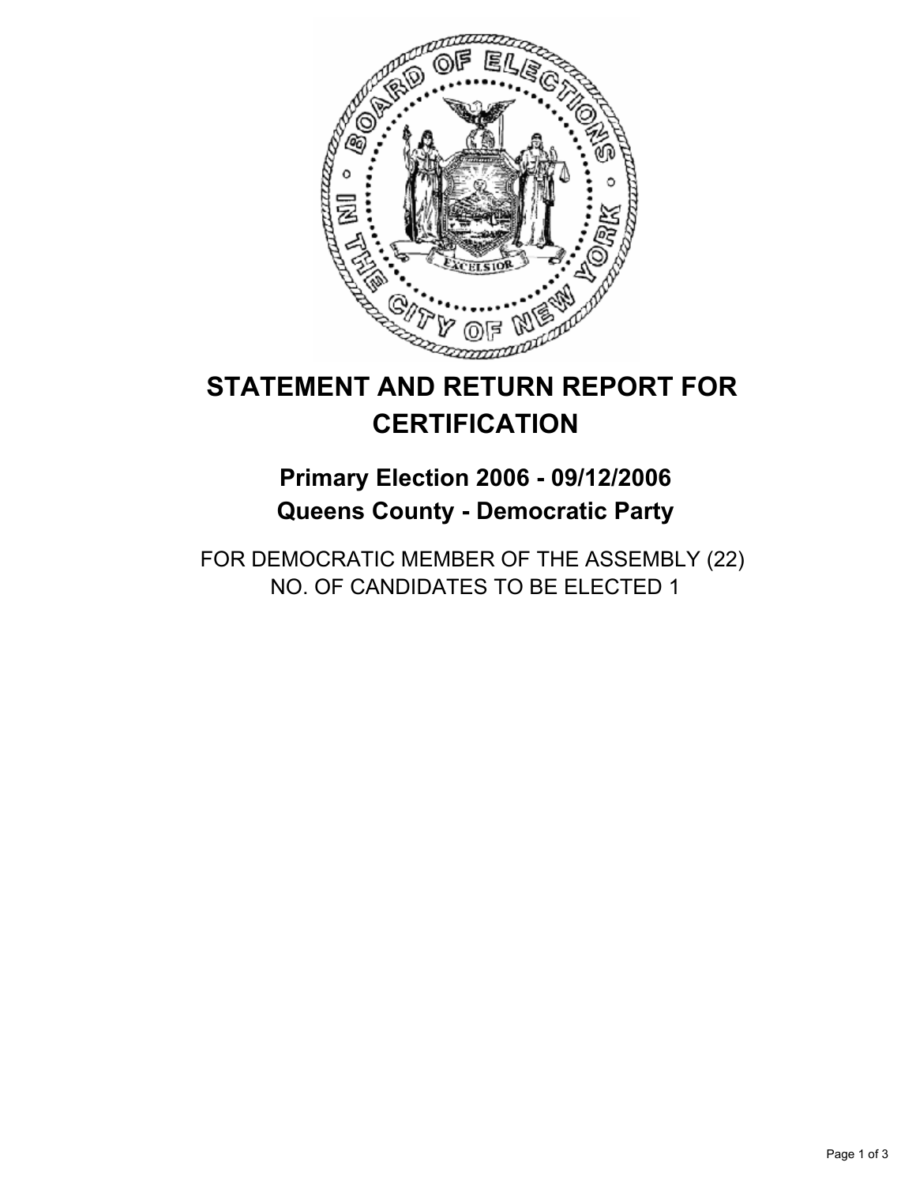# STATEMENT AND RETURN REPORT FOR CERTIFICATION

## Primary Election 2006 - 09/12/2006
## Queens County - Democratic Party

FOR DEMOCRATIC MEMBER OF THE ASSEMBLY (22)
NO. OF CANDIDATES TO BE ELECTED 1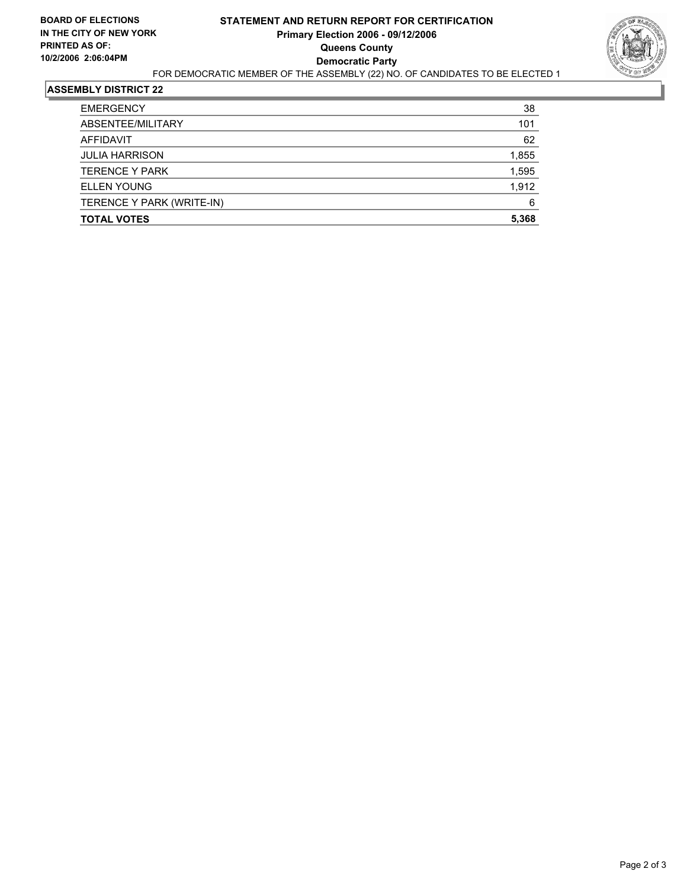**BOARD OF ELECTIONS IN THE CITY OF NEW YORK**
**PRINTED AS OF: 10/2/2006 2:06:04PM**

# STATEMENT AND RETURN REPORT FOR CERTIFICATION
## Primary Election 2006 - 09/12/2006
## Queens County
## Democratic Party

FOR DEMOCRATIC MEMBER OF THE ASSEMBLY (22) NO. OF CANDIDATES TO BE ELECTED 1

### ASSEMBLY DISTRICT 22

| | |
|---|---|
| EMERGENCY | 38 |
| ABSENTEE/MILITARY | 101 |
| AFFIDAVIT | 62 |
| JULIA HARRISON | 1,855 |
| TERENCE Y PARK | 1,595 |
| ELLEN YOUNG | 1,912 |
| TERENCE Y PARK (WRITE-IN) | 6 |
| **TOTAL VOTES** | **5,368** |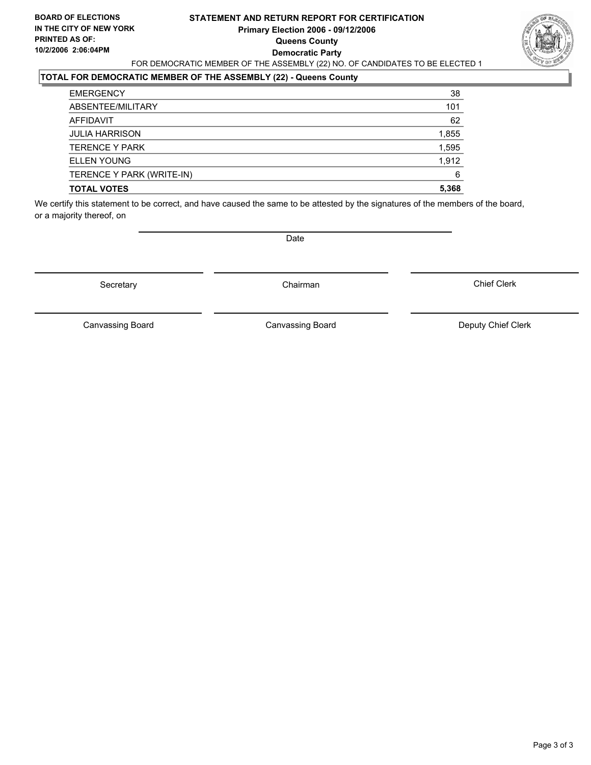**BOARD OF ELECTIONS IN THE CITY OF NEW YORK**
**PRINTED AS OF: 10/2/2006 2:06:04PM**

# STATEMENT AND RETURN REPORT FOR CERTIFICATION
## Primary Election 2006 - 09/12/2006
## Queens County
## Democratic Party

FOR DEMOCRATIC MEMBER OF THE ASSEMBLY (22) NO. OF CANDIDATES TO BE ELECTED 1

### TOTAL FOR DEMOCRATIC MEMBER OF THE ASSEMBLY (22) - Queens County

| | |
|---|---|
| EMERGENCY | 38 |
| ABSENTEE/MILITARY | 101 |
| AFFIDAVIT | 62 |
| JULIA HARRISON | 1,855 |
| TERENCE Y PARK | 1,595 |
| ELLEN YOUNG | 1,912 |
| TERENCE Y PARK (WRITE-IN) | 6 |
| **TOTAL VOTES** | **5,368** |

We certify this statement to be correct, and have caused the same to be attested by the signatures of the members of the board, or a majority thereof, on

Date

Secretary

Chairman

Chief Clerk

Canvassing Board

Canvassing Board

Deputy Chief Clerk